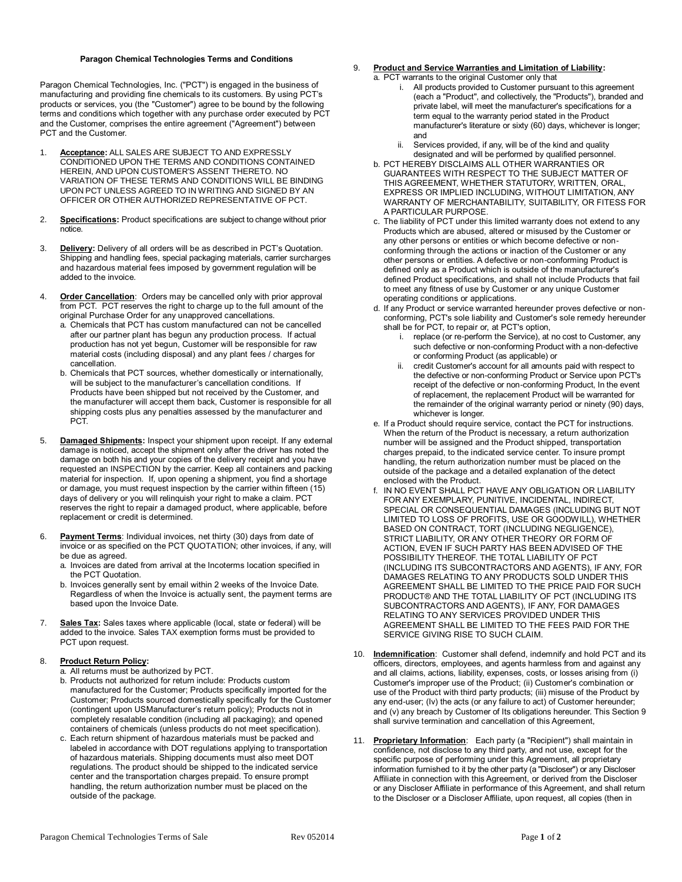# Paragon Chemical Technologies Terms and Conditions

Paragon Chemical Technologies, Inc. ("PCT") is engaged in the business of manufacturing and providing fine chemicals to its customers. By using PCT's products or services, you (the "Customer") agree to be bound by the following terms and conditions which together with any purchase order executed by PCT and the Customer, comprises the entire agreement ("Agreement") between PCT and the Customer.

1. **Acceptance:** ALL SALES ARE SUBJECT TO AND EXPRESSLY CONDITIONED UPON THE TERMS AND CONDITIONS CONTAINED HEREIN, AND UPON CUSTOMER'S ASSENT THERETO. NO VARIATION OF THESE TERMS AND CONDITIONS WILL BE BINDING UPON PCT UNLESS AGREED TO IN WRITING AND SIGNED BY AN OFFICER OR OTHER AUTHORIZED REPRESENTATIVE OF PCT.

2. **Specifications:** Product specifications are subject to change without prior notice.

3. **Delivery:** Delivery of all orders will be as described in PCT's Quotation. Shipping and handling fees, special packaging materials, carrier surcharges and hazardous material fees imposed by government regulation will be added to the invoice.

4. **Order Cancellation**: Orders may be cancelled only with prior approval from PCT. PCT reserves the right to charge up to the full amount of the original Purchase Order for any unapproved cancellations.
   a. Chemicals that PCT has custom manufactured can not be cancelled after our partner plant has begun any production process. If actual production has not yet begun, Customer will be responsible for raw material costs (including disposal) and any plant fees / charges for cancellation.
   b. Chemicals that PCT sources, whether domestically or internationally, will be subject to the manufacturer's cancellation conditions. If Products have been shipped but not received by the Customer, and the manufacturer will accept them back, Customer is responsible for all shipping costs plus any penalties assessed by the manufacturer and PCT.

5. **Damaged Shipments:** Inspect your shipment upon receipt. If any external damage is noticed, accept the shipment only after the driver has noted the damage on both his and your copies of the delivery receipt and you have requested an INSPECTION by the carrier. Keep all containers and packing material for inspection. If, upon opening a shipment, you find a shortage or damage, you must request inspection by the carrier within fifteen (15) days of delivery or you will relinquish your right to make a claim. PCT reserves the right to repair a damaged product, where applicable, before replacement or credit is determined.

6. **Payment Terms**: Individual invoices, net thirty (30) days from date of invoice or as specified on the PCT QUOTATION; other invoices, if any, will be due as agreed.
   a. Invoices are dated from arrival at the Incoterms location specified in the PCT Quotation.
   b. Invoices generally sent by email within 2 weeks of the Invoice Date. Regardless of when the Invoice is actually sent, the payment terms are based upon the Invoice Date.

7. **Sales Tax:** Sales taxes where applicable (local, state or federal) will be added to the invoice. Sales TAX exemption forms must be provided to PCT upon request.

8. **Product Return Policy:**
   a. All returns must be authorized by PCT.
   b. Products not authorized for return include: Products custom manufactured for the Customer; Products specifically imported for the Customer; Products sourced domestically specifically for the Customer (contingent upon USManufacturer's return policy); Products not in completely resalable condition (including all packaging); and opened containers of chemicals (unless products do not meet specification).
   c. Each return shipment of hazardous materials must be packed and labeled in accordance with DOT regulations applying to transportation of hazardous materials. Shipping documents must also meet DOT regulations. The product should be shipped to the indicated service center and the transportation charges prepaid. To ensure prompt handling, the return authorization number must be placed on the outside of the package.

9. **Product and Service Warranties and Limitation of Liability:**
   a. PCT warrants to the original Customer only that
      i. All products provided to Customer pursuant to this agreement (each a "Product", and collectively, the "Products"), branded and private label, will meet the manufacturer's specifications for a term equal to the warranty period stated in the Product manufacturer's literature or sixty (60) days, whichever is longer; and
      ii. Services provided, if any, will be of the kind and quality designated and will be performed by qualified personnel.
   b. PCT HEREBY DISCLAIMS ALL OTHER WARRANTIES OR GUARANTEES WITH RESPECT TO THE SUBJECT MATTER OF THIS AGREEMENT, WHETHER STATUTORY, WRITTEN, ORAL, EXPRESS OR IMPLIED INCLUDING, WITHOUT LIMITATION, ANY WARRANTY OF MERCHANTABILITY, SUITABILITY, OR FITESS FOR A PARTICULAR PURPOSE.
   c. The liability of PCT under this limited warranty does not extend to any Products which are abused, altered or misused by the Customer or any other persons or entities or which become defective or non-conforming through the actions or inaction of the Customer or any other persons or entities. A defective or non-conforming Product is defined only as a Product which is outside of the manufacturer's defined Product specifications, and shall not include Products that fail to meet any fitness of use by Customer or any unique Customer operating conditions or applications.
   d. If any Product or service warranted hereunder proves defective or non-conforming, PCT's sole liability and Customer's sole remedy hereunder shall be for PCT, to repair or, at PCT's option,
      i. replace (or re-perform the Service), at no cost to Customer, any such defective or non-conforming Product with a non-defective or conforming Product (as applicable) or
      ii. credit Customer's account for all amounts paid with respect to the defective or non-conforming Product or Service upon PCT's receipt of the defective or non-conforming Product, In the event of replacement, the replacement Product will be warranted for the remainder of the original warranty period or ninety (90) days, whichever is longer.
   e. If a Product should require service, contact the PCT for instructions. When the return of the Product is necessary, a return authorization number will be assigned and the Product shipped, transportation charges prepaid, to the indicated service center. To insure prompt handling, the return authorization number must be placed on the outside of the package and a detailed explanation of the detect enclosed with the Product.
   f. IN NO EVENT SHALL PCT HAVE ANY OBLIGATION OR LIABILITY FOR ANY EXEMPLARY, PUNITIVE, INCIDENTAL, INDIRECT, SPECIAL OR CONSEQUENTIAL DAMAGES (INCLUDING BUT NOT LIMITED TO LOSS OF PROFITS, USE OR GOODWILL), WHETHER BASED ON CONTRACT, TORT (INCLUDING NEGLIGENCE), STRICT LIABILITY, OR ANY OTHER THEORY OR FORM OF ACTION, EVEN IF SUCH PARTY HAS BEEN ADVISED OF THE POSSIBILITY THEREOF. THE TOTAL LIABILITY OF PCT (INCLUDING ITS SUBCONTRACTORS AND AGENTS), IF ANY, FOR DAMAGES RELATING TO ANY PRODUCTS SOLD UNDER THIS AGREEMENT SHALL BE LIMITED TO THE PRICE PAID FOR SUCH PRODUCT® AND THE TOTAL LIABILITY OF PCT (INCLUDING ITS SUBCONTRACTORS AND AGENTS), IF ANY, FOR DAMAGES RELATING TO ANY SERVICES PROVIDED UNDER THIS AGREEMENT SHALL BE LIMITED TO THE FEES PAID FOR THE SERVICE GIVING RISE TO SUCH CLAIM.

10. **Indemnification**: Customer shall defend, indemnify and hold PCT and its officers, directors, employees, and agents harmless from and against any and all claims, actions, liability, expenses, costs, or losses arising from (i) Customer's improper use of the Product; (ii) Customer's combination or use of the Product with third party products; (iii) misuse of the Product by any end-user; (Iv) the acts (or any failure to act) of Customer hereunder; and (v) any breach by Customer of Its obligations hereunder. This Section 9 shall survive termination and cancellation of this Agreement,

11. **Proprietary Information**: Each party (a "Recipient") shall maintain in confidence, not disclose to any third party, and not use, except for the specific purpose of performing under this Agreement, all proprietary information furnished to it by the other party (a "Discloser") or any Discloser Affiliate in connection with this Agreement, or derived from the Discloser or any Discloser Affiliate in performance of this Agreement, and shall return to the Discloser or a Discloser Affiliate, upon request, all copies (then in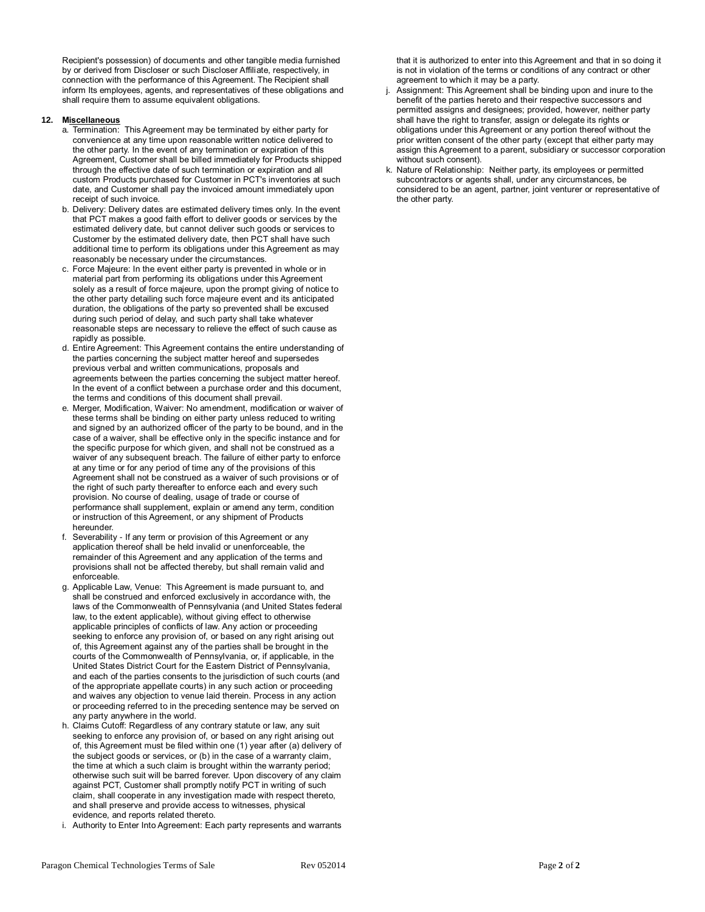Recipient's possession) of documents and other tangible media furnished by or derived from Discloser or such Discloser Affiliate, respectively, in connection with the performance of this Agreement. The Recipient shall inform Its employees, agents, and representatives of these obligations and shall require them to assume equivalent obligations.

**12. Miscellaneous**

a. Termination: This Agreement may be terminated by either party for convenience at any time upon reasonable written notice delivered to the other party. In the event of any termination or expiration of this Agreement, Customer shall be billed immediately for Products shipped through the effective date of such termination or expiration and all custom Products purchased for Customer in PCT's inventories at such date, and Customer shall pay the invoiced amount immediately upon receipt of such invoice.

b. Delivery: Delivery dates are estimated delivery times only. In the event that PCT makes a good faith effort to deliver goods or services by the estimated delivery date, but cannot deliver such goods or services to Customer by the estimated delivery date, then PCT shall have such additional time to perform its obligations under this Agreement as may reasonably be necessary under the circumstances.

c. Force Majeure: In the event either party is prevented in whole or in material part from performing its obligations under this Agreement solely as a result of force majeure, upon the prompt giving of notice to the other party detailing such force majeure event and its anticipated duration, the obligations of the party so prevented shall be excused during such period of delay, and such party shall take whatever reasonable steps are necessary to relieve the effect of such cause as rapidly as possible.

d. Entire Agreement: This Agreement contains the entire understanding of the parties concerning the subject matter hereof and supersedes previous verbal and written communications, proposals and agreements between the parties concerning the subject matter hereof. In the event of a conflict between a purchase order and this document, the terms and conditions of this document shall prevail.

e. Merger, Modification, Waiver: No amendment, modification or waiver of these terms shall be binding on either party unless reduced to writing and signed by an authorized officer of the party to be bound, and in the case of a waiver, shall be effective only in the specific instance and for the specific purpose for which given, and shall not be construed as a waiver of any subsequent breach. The failure of either party to enforce at any time or for any period of time any of the provisions of this Agreement shall not be construed as a waiver of such provisions or of the right of such party thereafter to enforce each and every such provision. No course of dealing, usage of trade or course of performance shall supplement, explain or amend any term, condition or instruction of this Agreement, or any shipment of Products hereunder.

f. Severability - If any term or provision of this Agreement or any application thereof shall be held invalid or unenforceable, the remainder of this Agreement and any application of the terms and provisions shall not be affected thereby, but shall remain valid and enforceable.

g. Applicable Law, Venue: This Agreement is made pursuant to, and shall be construed and enforced exclusively in accordance with, the laws of the Commonwealth of Pennsylvania (and United States federal law, to the extent applicable), without giving effect to otherwise applicable principles of conflicts of law. Any action or proceeding seeking to enforce any provision of, or based on any right arising out of, this Agreement against any of the parties shall be brought in the courts of the Commonwealth of Pennsylvania, or, if applicable, in the United States District Court for the Eastern District of Pennsylvania, and each of the parties consents to the jurisdiction of such courts (and of the appropriate appellate courts) in any such action or proceeding and waives any objection to venue laid therein. Process in any action or proceeding referred to in the preceding sentence may be served on any party anywhere in the world.

h. Claims Cutoff: Regardless of any contrary statute or law, any suit seeking to enforce any provision of, or based on any right arising out of, this Agreement must be filed within one (1) year after (a) delivery of the subject goods or services, or (b) in the case of a warranty claim, the time at which a such claim is brought within the warranty period; otherwise such suit will be barred forever. Upon discovery of any claim against PCT, Customer shall promptly notify PCT in writing of such claim, shall cooperate in any investigation made with respect thereto, and shall preserve and provide access to witnesses, physical evidence, and reports related thereto.

i. Authority to Enter Into Agreement: Each party represents and warrants that it is authorized to enter into this Agreement and that in so doing it is not in violation of the terms or conditions of any contract or other agreement to which it may be a party.

j. Assignment: This Agreement shall be binding upon and inure to the benefit of the parties hereto and their respective successors and permitted assigns and designees; provided, however, neither party shall have the right to transfer, assign or delegate its rights or obligations under this Agreement or any portion thereof without the prior written consent of the other party (except that either party may assign this Agreement to a parent, subsidiary or successor corporation without such consent).

k. Nature of Relationship: Neither party, its employees or permitted subcontractors or agents shall, under any circumstances, be considered to be an agent, partner, joint venturer or representative of the other party.